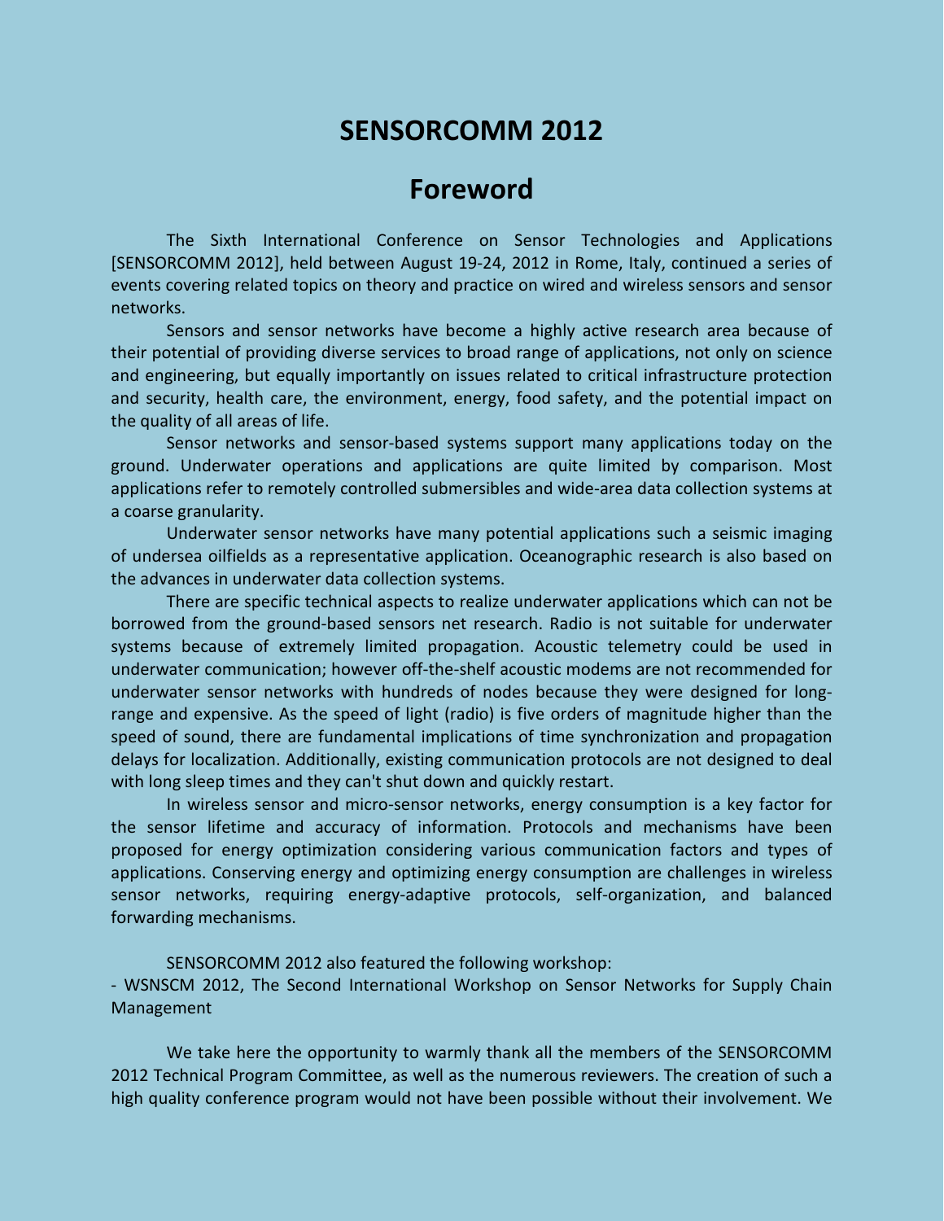# SENSORCOMM 2012

## Foreword

The Sixth International Conference on Sensor Technologies and Applications [SENSORCOMM 2012], held between August 19-24, 2012 in Rome, Italy, continued a series of events covering related topics on theory and practice on wired and wireless sensors and sensor networks.

Sensors and sensor networks have become a highly active research area because of their potential of providing diverse services to broad range of applications, not only on science and engineering, but equally importantly on issues related to critical infrastructure protection and security, health care, the environment, energy, food safety, and the potential impact on the quality of all areas of life.

Sensor networks and sensor-based systems support many applications today on the ground. Underwater operations and applications are quite limited by comparison. Most applications refer to remotely controlled submersibles and wide-area data collection systems at a coarse granularity.

Underwater sensor networks have many potential applications such a seismic imaging of undersea oilfields as a representative application. Oceanographic research is also based on the advances in underwater data collection systems.

There are specific technical aspects to realize underwater applications which can not be borrowed from the ground-based sensors net research. Radio is not suitable for underwater systems because of extremely limited propagation. Acoustic telemetry could be used in underwater communication; however off-the-shelf acoustic modems are not recommended for underwater sensor networks with hundreds of nodes because they were designed for long-range and expensive. As the speed of light (radio) is five orders of magnitude higher than the speed of sound, there are fundamental implications of time synchronization and propagation delays for localization. Additionally, existing communication protocols are not designed to deal with long sleep times and they can't shut down and quickly restart.

In wireless sensor and micro-sensor networks, energy consumption is a key factor for the sensor lifetime and accuracy of information. Protocols and mechanisms have been proposed for energy optimization considering various communication factors and types of applications. Conserving energy and optimizing energy consumption are challenges in wireless sensor networks, requiring energy-adaptive protocols, self-organization, and balanced forwarding mechanisms.

SENSORCOMM 2012 also featured the following workshop:
- WSNSCM 2012, The Second International Workshop on Sensor Networks for Supply Chain Management

We take here the opportunity to warmly thank all the members of the SENSORCOMM 2012 Technical Program Committee, as well as the numerous reviewers. The creation of such a high quality conference program would not have been possible without their involvement. We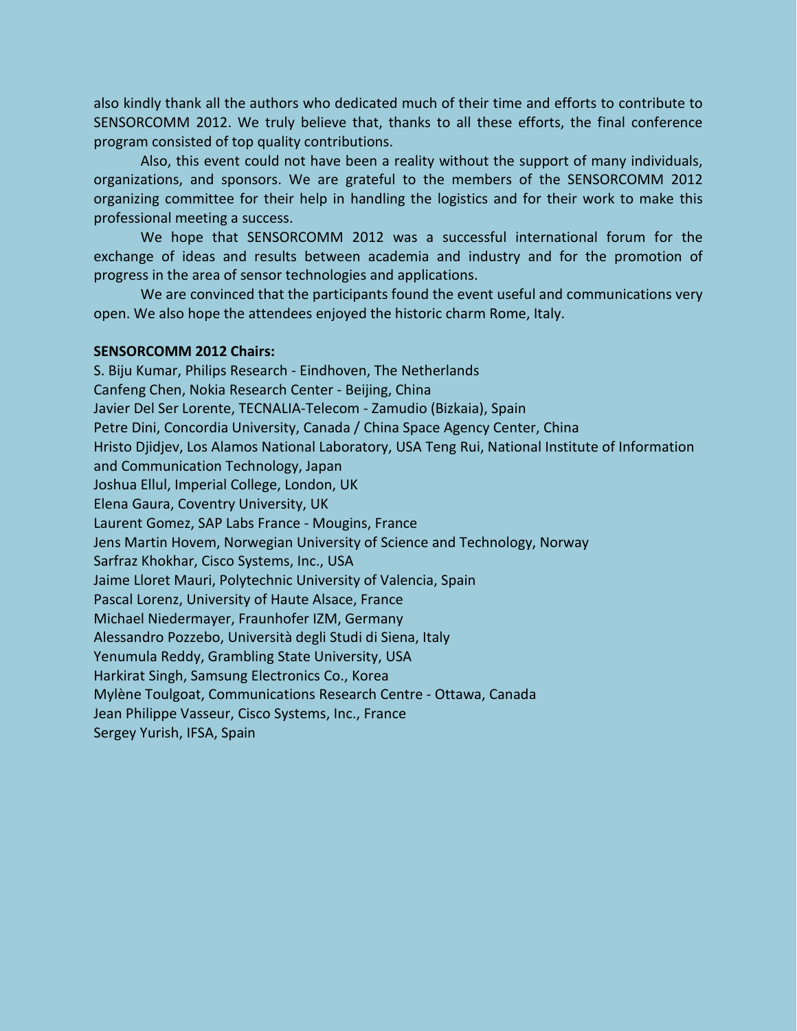also kindly thank all the authors who dedicated much of their time and efforts to contribute to SENSORCOMM 2012. We truly believe that, thanks to all these efforts, the final conference program consisted of top quality contributions.

Also, this event could not have been a reality without the support of many individuals, organizations, and sponsors. We are grateful to the members of the SENSORCOMM 2012 organizing committee for their help in handling the logistics and for their work to make this professional meeting a success.

We hope that SENSORCOMM 2012 was a successful international forum for the exchange of ideas and results between academia and industry and for the promotion of progress in the area of sensor technologies and applications.

We are convinced that the participants found the event useful and communications very open. We also hope the attendees enjoyed the historic charm Rome, Italy.

**SENSORCOMM 2012 Chairs:**

S. Biju Kumar, Philips Research - Eindhoven, The Netherlands
Canfeng Chen, Nokia Research Center - Beijing, China
Javier Del Ser Lorente, TECNALIA-Telecom - Zamudio (Bizkaia), Spain
Petre Dini, Concordia University, Canada / China Space Agency Center, China
Hristo Djidjev, Los Alamos National Laboratory, USA Teng Rui, National Institute of Information and Communication Technology, Japan
Joshua Ellul, Imperial College, London, UK
Elena Gaura, Coventry University, UK
Laurent Gomez, SAP Labs France - Mougins, France
Jens Martin Hovem, Norwegian University of Science and Technology, Norway
Sarfraz Khokhar, Cisco Systems, Inc., USA
Jaime Lloret Mauri, Polytechnic University of Valencia, Spain
Pascal Lorenz, University of Haute Alsace, France
Michael Niedermayer, Fraunhofer IZM, Germany
Alessandro Pozzebo, Università degli Studi di Siena, Italy
Yenumula Reddy, Grambling State University, USA
Harkirat Singh, Samsung Electronics Co., Korea
Mylène Toulgoat, Communications Research Centre - Ottawa, Canada
Jean Philippe Vasseur, Cisco Systems, Inc., France
Sergey Yurish, IFSA, Spain